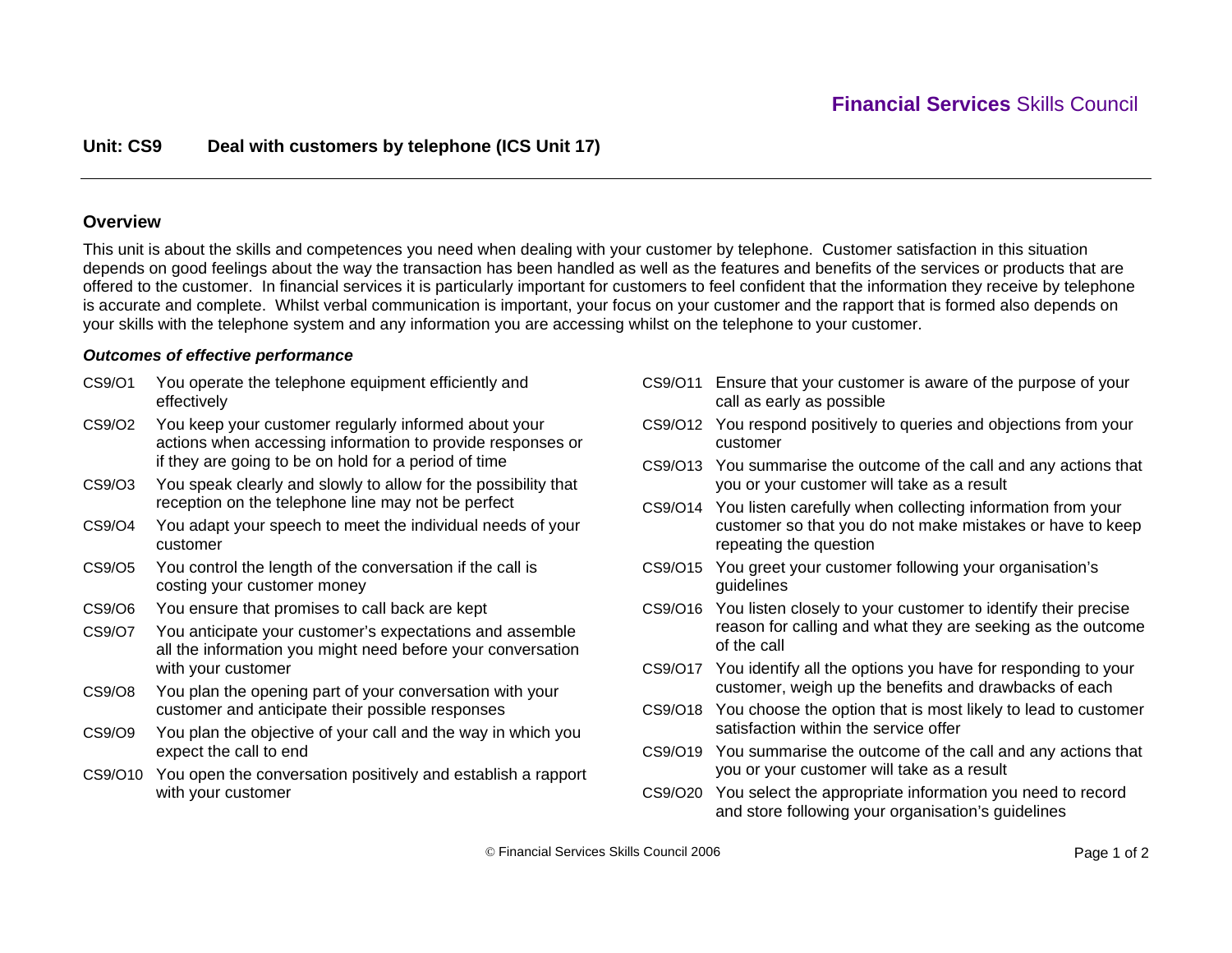**Financial Services** Skills Council

## Unit: CS9 Deal with customers by telephone (ICS Unit 17)

### Overview

This unit is about the skills and competences you need when dealing with your customer by telephone. Customer satisfaction in this situation depends on good feelings about the way the transaction has been handled as well as the features and benefits of the services or products that are offered to the customer. In financial services it is particularly important for customers to feel confident that the information they receive by telephone is accurate and complete. Whilst verbal communication is important, your focus on your customer and the rapport that is formed also depends on your skills with the telephone system and any information you are accessing whilst on the telephone to your customer.

***Outcomes of effective performance***

- CS9/O1 You operate the telephone equipment efficiently and effectively
- CS9/O2 You keep your customer regularly informed about your actions when accessing information to provide responses or if they are going to be on hold for a period of time
- CS9/O3 You speak clearly and slowly to allow for the possibility that reception on the telephone line may not be perfect
- CS9/O4 You adapt your speech to meet the individual needs of your customer
- CS9/O5 You control the length of the conversation if the call is costing your customer money
- CS9/O6 You ensure that promises to call back are kept
- CS9/O7 You anticipate your customer's expectations and assemble all the information you might need before your conversation with your customer
- CS9/O8 You plan the opening part of your conversation with your customer and anticipate their possible responses
- CS9/O9 You plan the objective of your call and the way in which you expect the call to end
- CS9/O10 You open the conversation positively and establish a rapport with your customer
- CS9/O11 Ensure that your customer is aware of the purpose of your call as early as possible
- CS9/O12 You respond positively to queries and objections from your customer
- CS9/O13 You summarise the outcome of the call and any actions that you or your customer will take as a result
- CS9/O14 You listen carefully when collecting information from your customer so that you do not make mistakes or have to keep repeating the question
- CS9/O15 You greet your customer following your organisation's guidelines
- CS9/O16 You listen closely to your customer to identify their precise reason for calling and what they are seeking as the outcome of the call
- CS9/O17 You identify all the options you have for responding to your customer, weigh up the benefits and drawbacks of each
- CS9/O18 You choose the option that is most likely to lead to customer satisfaction within the service offer
- CS9/O19 You summarise the outcome of the call and any actions that you or your customer will take as a result
- CS9/O20 You select the appropriate information you need to record and store following your organisation's guidelines

© Financial Services Skills Council 2006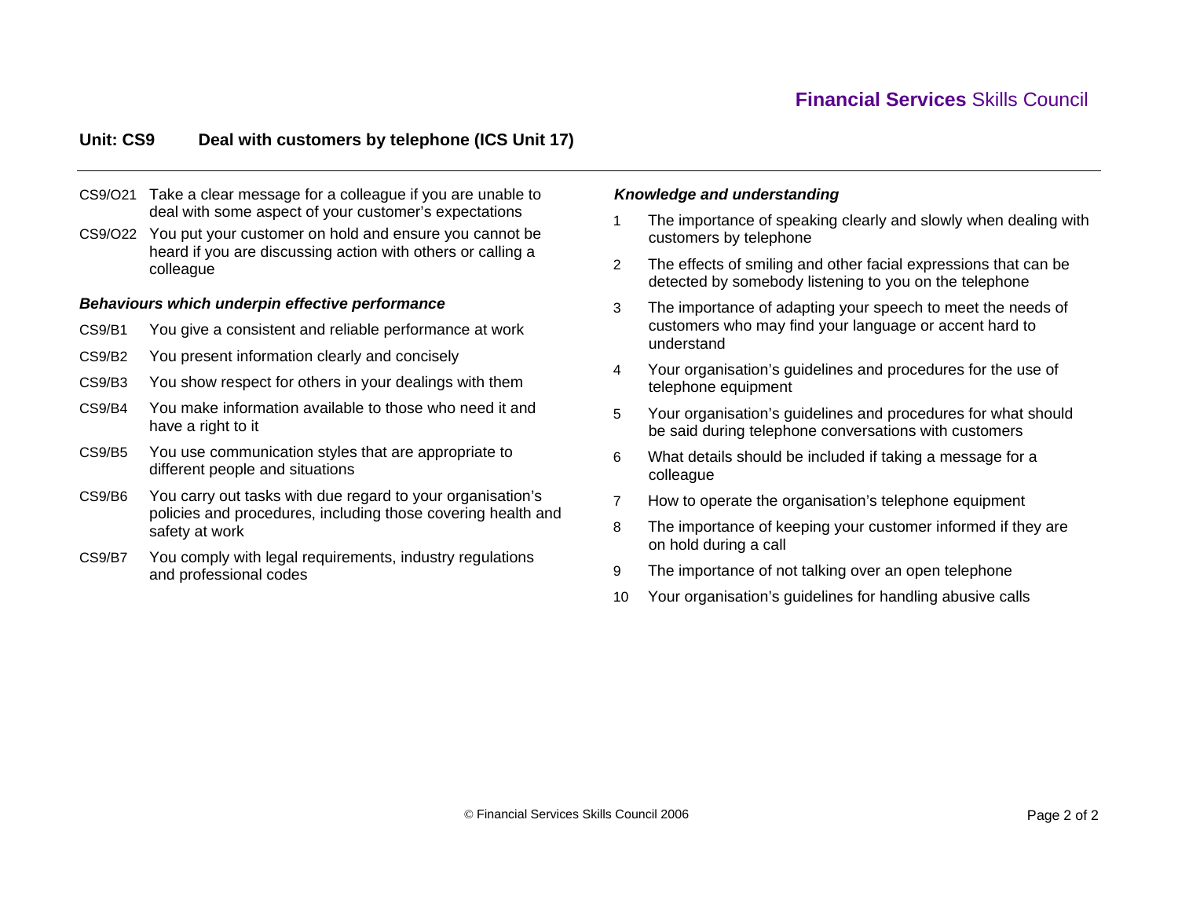## Unit: CS9 Deal with customers by telephone (ICS Unit 17)

CS9/O21 Take a clear message for a colleague if you are unable to deal with some aspect of your customer's expectations

CS9/O22 You put your customer on hold and ensure you cannot be heard if you are discussing action with others or calling a colleague

### *Behaviours which underpin effective performance*

CS9/B1 You give a consistent and reliable performance at work

CS9/B2 You present information clearly and concisely

CS9/B3 You show respect for others in your dealings with them

CS9/B4 You make information available to those who need it and have a right to it

CS9/B5 You use communication styles that are appropriate to different people and situations

CS9/B6 You carry out tasks with due regard to your organisation's policies and procedures, including those covering health and safety at work

CS9/B7 You comply with legal requirements, industry regulations and professional codes

### *Knowledge and understanding*

1. The importance of speaking clearly and slowly when dealing with customers by telephone
2. The effects of smiling and other facial expressions that can be detected by somebody listening to you on the telephone
3. The importance of adapting your speech to meet the needs of customers who may find your language or accent hard to understand
4. Your organisation's guidelines and procedures for the use of telephone equipment
5. Your organisation's guidelines and procedures for what should be said during telephone conversations with customers
6. What details should be included if taking a message for a colleague
7. How to operate the organisation's telephone equipment
8. The importance of keeping your customer informed if they are on hold during a call
9. The importance of not talking over an open telephone
10. Your organisation's guidelines for handling abusive calls